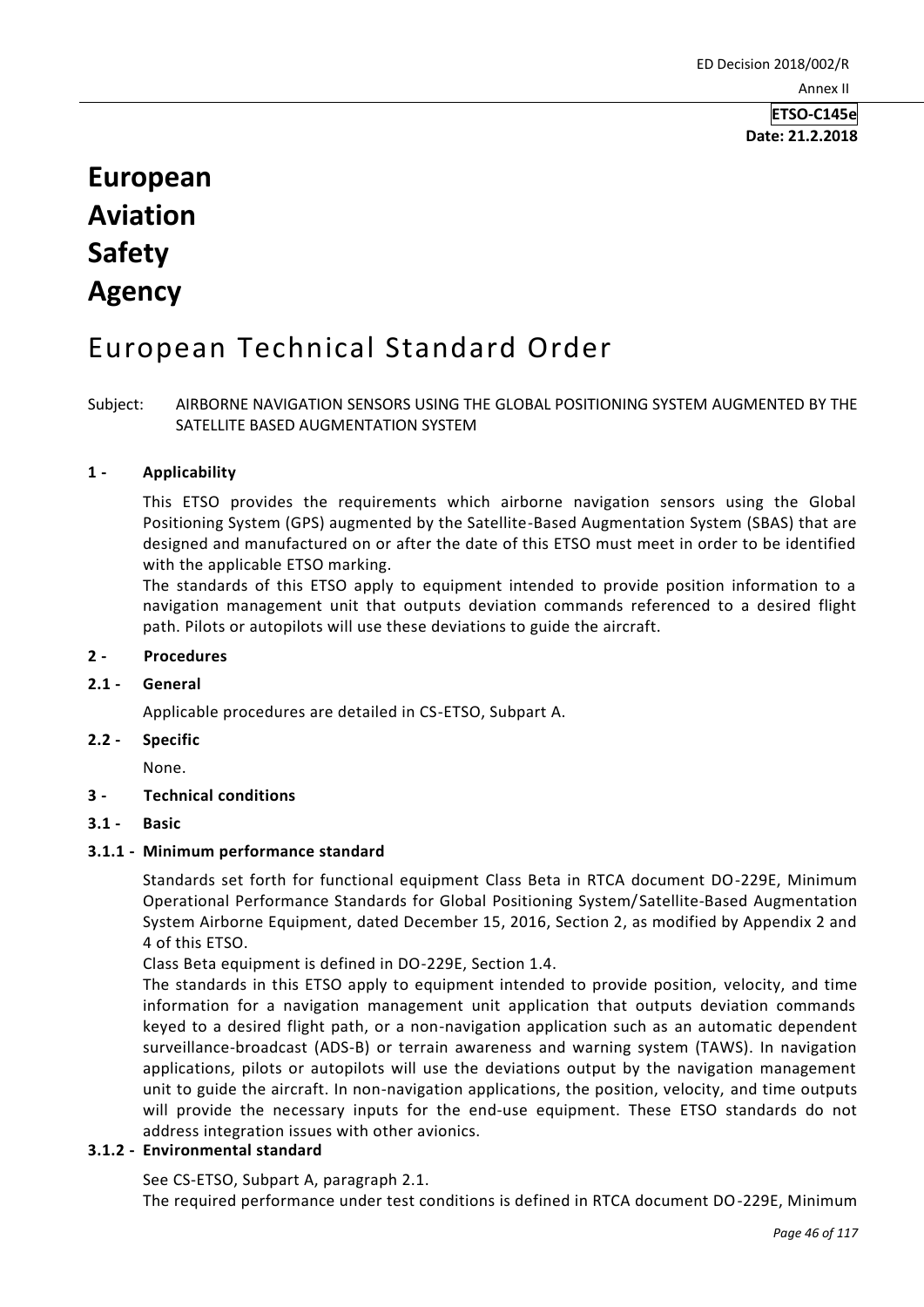ETSO-C145e
**Date: 21.2.2018**

# European Aviation Safety Agency

## European Technical Standard Order

Subject: AIRBORNE NAVIGATION SENSORS USING THE GLOBAL POSITIONING SYSTEM AUGMENTED BY THE SATELLITE BASED AUGMENTATION SYSTEM

### 1 - Applicability

This ETSO provides the requirements which airborne navigation sensors using the Global Positioning System (GPS) augmented by the Satellite-Based Augmentation System (SBAS) that are designed and manufactured on or after the date of this ETSO must meet in order to be identified with the applicable ETSO marking.

The standards of this ETSO apply to equipment intended to provide position information to a navigation management unit that outputs deviation commands referenced to a desired flight path. Pilots or autopilots will use these deviations to guide the aircraft.

### 2 - Procedures

#### 2.1 - General

Applicable procedures are detailed in CS-ETSO, Subpart A.

#### 2.2 - Specific

None.

### 3 - Technical conditions

#### 3.1 - Basic

##### 3.1.1 - Minimum performance standard

Standards set forth for functional equipment Class Beta in RTCA document DO-229E, Minimum Operational Performance Standards for Global Positioning System/Satellite-Based Augmentation System Airborne Equipment, dated December 15, 2016, Section 2, as modified by Appendix 2 and 4 of this ETSO.

Class Beta equipment is defined in DO-229E, Section 1.4.

The standards in this ETSO apply to equipment intended to provide position, velocity, and time information for a navigation management unit application that outputs deviation commands keyed to a desired flight path, or a non-navigation application such as an automatic dependent surveillance-broadcast (ADS-B) or terrain awareness and warning system (TAWS). In navigation applications, pilots or autopilots will use the deviations output by the navigation management unit to guide the aircraft. In non-navigation applications, the position, velocity, and time outputs will provide the necessary inputs for the end-use equipment. These ETSO standards do not address integration issues with other avionics.

##### 3.1.2 - Environmental standard

See CS-ETSO, Subpart A, paragraph 2.1.

The required performance under test conditions is defined in RTCA document DO-229E, Minimum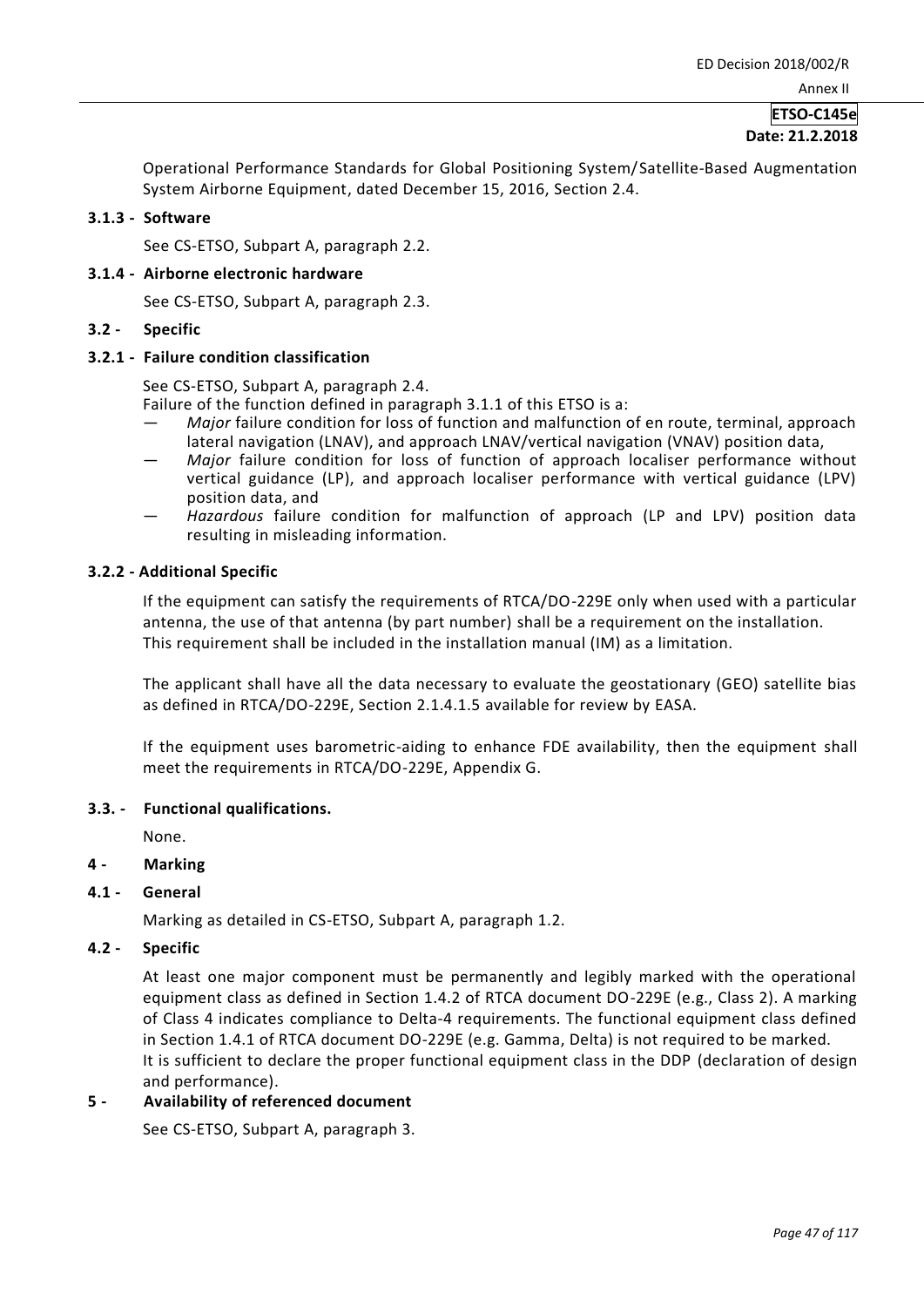Operational Performance Standards for Global Positioning System/Satellite-Based Augmentation System Airborne Equipment, dated December 15, 2016, Section 2.4.

**3.1.3 - Software**

See CS-ETSO, Subpart A, paragraph 2.2.

**3.1.4 - Airborne electronic hardware**

See CS-ETSO, Subpart A, paragraph 2.3.

**3.2 - Specific**

**3.2.1 - Failure condition classification**

See CS-ETSO, Subpart A, paragraph 2.4.
Failure of the function defined in paragraph 3.1.1 of this ETSO is a:

- *Major* failure condition for loss of function and malfunction of en route, terminal, approach lateral navigation (LNAV), and approach LNAV/vertical navigation (VNAV) position data,
- *Major* failure condition for loss of function of approach localiser performance without vertical guidance (LP), and approach localiser performance with vertical guidance (LPV) position data, and
- *Hazardous* failure condition for malfunction of approach (LP and LPV) position data resulting in misleading information.

**3.2.2 - Additional Specific**

If the equipment can satisfy the requirements of RTCA/DO-229E only when used with a particular antenna, the use of that antenna (by part number) shall be a requirement on the installation. This requirement shall be included in the installation manual (IM) as a limitation.

The applicant shall have all the data necessary to evaluate the geostationary (GEO) satellite bias as defined in RTCA/DO-229E, Section 2.1.4.1.5 available for review by EASA.

If the equipment uses barometric-aiding to enhance FDE availability, then the equipment shall meet the requirements in RTCA/DO-229E, Appendix G.

**3.3. - Functional qualifications.**

None.

**4 - Marking**

**4.1 - General**

Marking as detailed in CS-ETSO, Subpart A, paragraph 1.2.

**4.2 - Specific**

At least one major component must be permanently and legibly marked with the operational equipment class as defined in Section 1.4.2 of RTCA document DO-229E (e.g., Class 2). A marking of Class 4 indicates compliance to Delta-4 requirements. The functional equipment class defined in Section 1.4.1 of RTCA document DO-229E (e.g. Gamma, Delta) is not required to be marked.
It is sufficient to declare the proper functional equipment class in the DDP (declaration of design and performance).

**5 - Availability of referenced document**

See CS-ETSO, Subpart A, paragraph 3.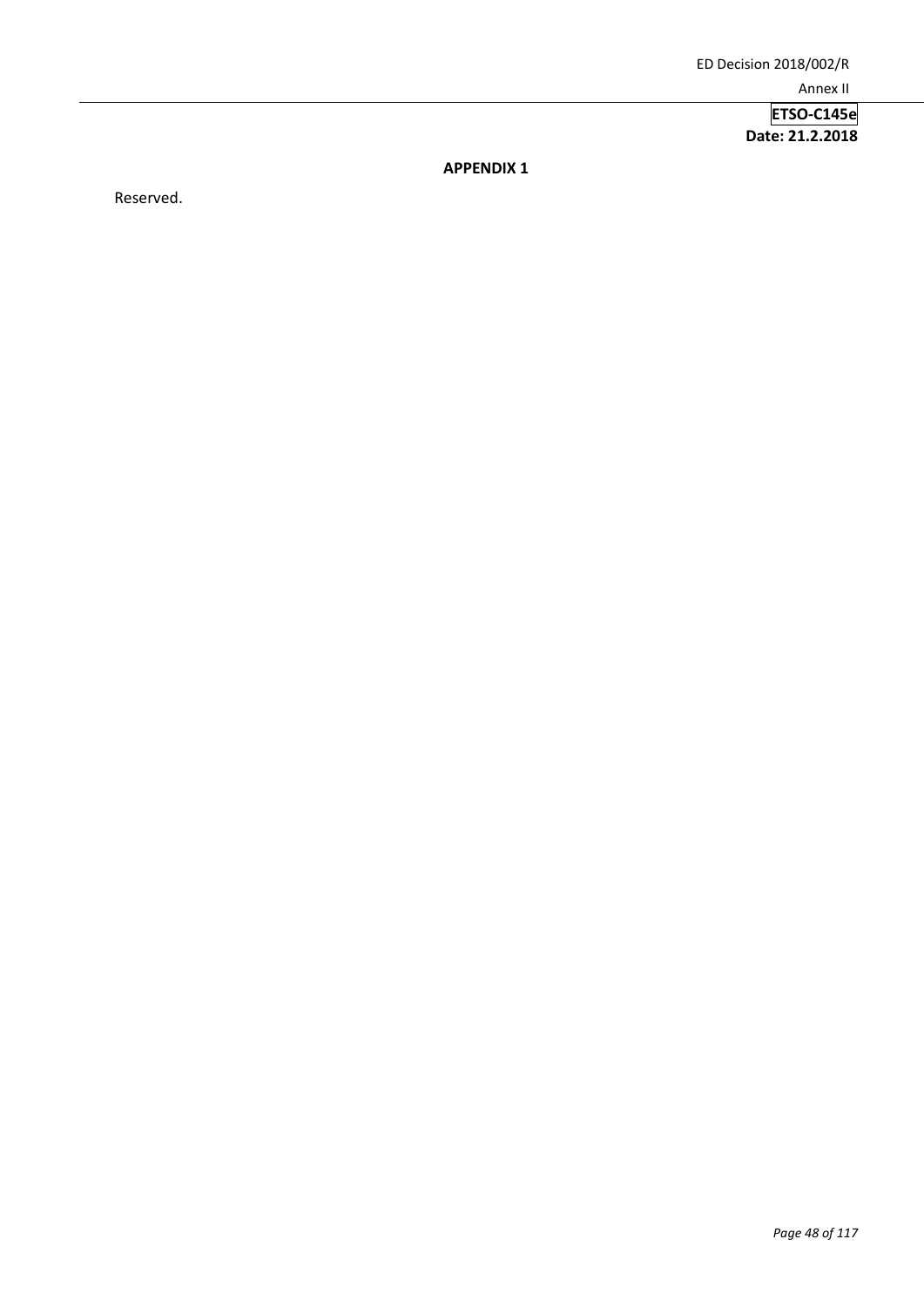**APPENDIX 1**

Reserved.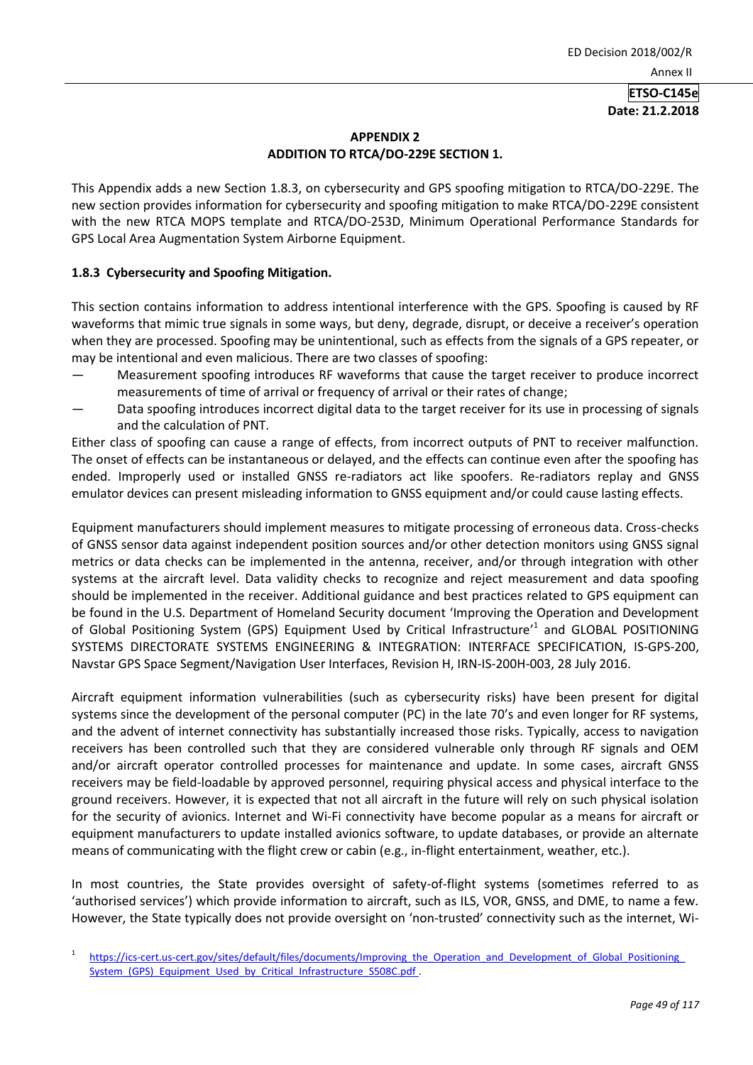## APPENDIX 2
## ADDITION TO RTCA/DO-229E SECTION 1.

This Appendix adds a new Section 1.8.3, on cybersecurity and GPS spoofing mitigation to RTCA/DO-229E. The new section provides information for cybersecurity and spoofing mitigation to make RTCA/DO-229E consistent with the new RTCA MOPS template and RTCA/DO-253D, Minimum Operational Performance Standards for GPS Local Area Augmentation System Airborne Equipment.

### 1.8.3 Cybersecurity and Spoofing Mitigation.

This section contains information to address intentional interference with the GPS. Spoofing is caused by RF waveforms that mimic true signals in some ways, but deny, degrade, disrupt, or deceive a receiver's operation when they are processed. Spoofing may be unintentional, such as effects from the signals of a GPS repeater, or may be intentional and even malicious. There are two classes of spoofing:

— Measurement spoofing introduces RF waveforms that cause the target receiver to produce incorrect measurements of time of arrival or frequency of arrival or their rates of change;

— Data spoofing introduces incorrect digital data to the target receiver for its use in processing of signals and the calculation of PNT.

Either class of spoofing can cause a range of effects, from incorrect outputs of PNT to receiver malfunction. The onset of effects can be instantaneous or delayed, and the effects can continue even after the spoofing has ended. Improperly used or installed GNSS re-radiators act like spoofers. Re-radiators replay and GNSS emulator devices can present misleading information to GNSS equipment and/or could cause lasting effects.

Equipment manufacturers should implement measures to mitigate processing of erroneous data. Cross-checks of GNSS sensor data against independent position sources and/or other detection monitors using GNSS signal metrics or data checks can be implemented in the antenna, receiver, and/or through integration with other systems at the aircraft level. Data validity checks to recognize and reject measurement and data spoofing should be implemented in the receiver. Additional guidance and best practices related to GPS equipment can be found in the U.S. Department of Homeland Security document 'Improving the Operation and Development of Global Positioning System (GPS) Equipment Used by Critical Infrastructure'[1] and GLOBAL POSITIONING SYSTEMS DIRECTORATE SYSTEMS ENGINEERING & INTEGRATION: INTERFACE SPECIFICATION, IS-GPS-200, Navstar GPS Space Segment/Navigation User Interfaces, Revision H, IRN-IS-200H-003, 28 July 2016.

Aircraft equipment information vulnerabilities (such as cybersecurity risks) have been present for digital systems since the development of the personal computer (PC) in the late 70's and even longer for RF systems, and the advent of internet connectivity has substantially increased those risks. Typically, access to navigation receivers has been controlled such that they are considered vulnerable only through RF signals and OEM and/or aircraft operator controlled processes for maintenance and update. In some cases, aircraft GNSS receivers may be field-loadable by approved personnel, requiring physical access and physical interface to the ground receivers. However, it is expected that not all aircraft in the future will rely on such physical isolation for the security of avionics. Internet and Wi-Fi connectivity have become popular as a means for aircraft or equipment manufacturers to update installed avionics software, to update databases, or provide an alternate means of communicating with the flight crew or cabin (e.g., in-flight entertainment, weather, etc.).

In most countries, the State provides oversight of safety-of-flight systems (sometimes referred to as 'authorised services') which provide information to aircraft, such as ILS, VOR, GNSS, and DME, to name a few. However, the State typically does not provide oversight on 'non-trusted' connectivity such as the internet, Wi-

[1] https://ics-cert.us-cert.gov/sites/default/files/documents/Improving_the_Operation_and_Development_of_Global_Positioning_System_(GPS)_Equipment_Used_by_Critical_Infrastructure_S508C.pdf .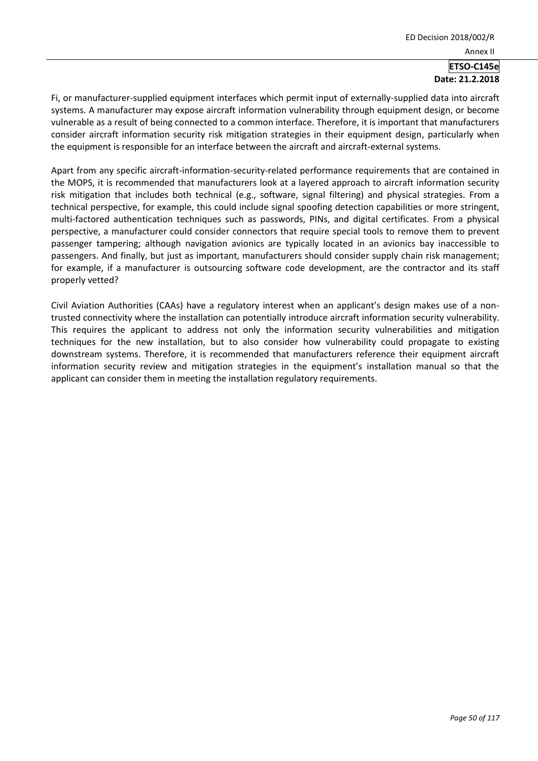Fi, or manufacturer-supplied equipment interfaces which permit input of externally-supplied data into aircraft systems. A manufacturer may expose aircraft information vulnerability through equipment design, or become vulnerable as a result of being connected to a common interface. Therefore, it is important that manufacturers consider aircraft information security risk mitigation strategies in their equipment design, particularly when the equipment is responsible for an interface between the aircraft and aircraft-external systems.

Apart from any specific aircraft-information-security-related performance requirements that are contained in the MOPS, it is recommended that manufacturers look at a layered approach to aircraft information security risk mitigation that includes both technical (e.g., software, signal filtering) and physical strategies. From a technical perspective, for example, this could include signal spoofing detection capabilities or more stringent, multi-factored authentication techniques such as passwords, PINs, and digital certificates. From a physical perspective, a manufacturer could consider connectors that require special tools to remove them to prevent passenger tampering; although navigation avionics are typically located in an avionics bay inaccessible to passengers. And finally, but just as important, manufacturers should consider supply chain risk management; for example, if a manufacturer is outsourcing software code development, are the contractor and its staff properly vetted?

Civil Aviation Authorities (CAAs) have a regulatory interest when an applicant's design makes use of a non-trusted connectivity where the installation can potentially introduce aircraft information security vulnerability. This requires the applicant to address not only the information security vulnerabilities and mitigation techniques for the new installation, but to also consider how vulnerability could propagate to existing downstream systems. Therefore, it is recommended that manufacturers reference their equipment aircraft information security review and mitigation strategies in the equipment's installation manual so that the applicant can consider them in meeting the installation regulatory requirements.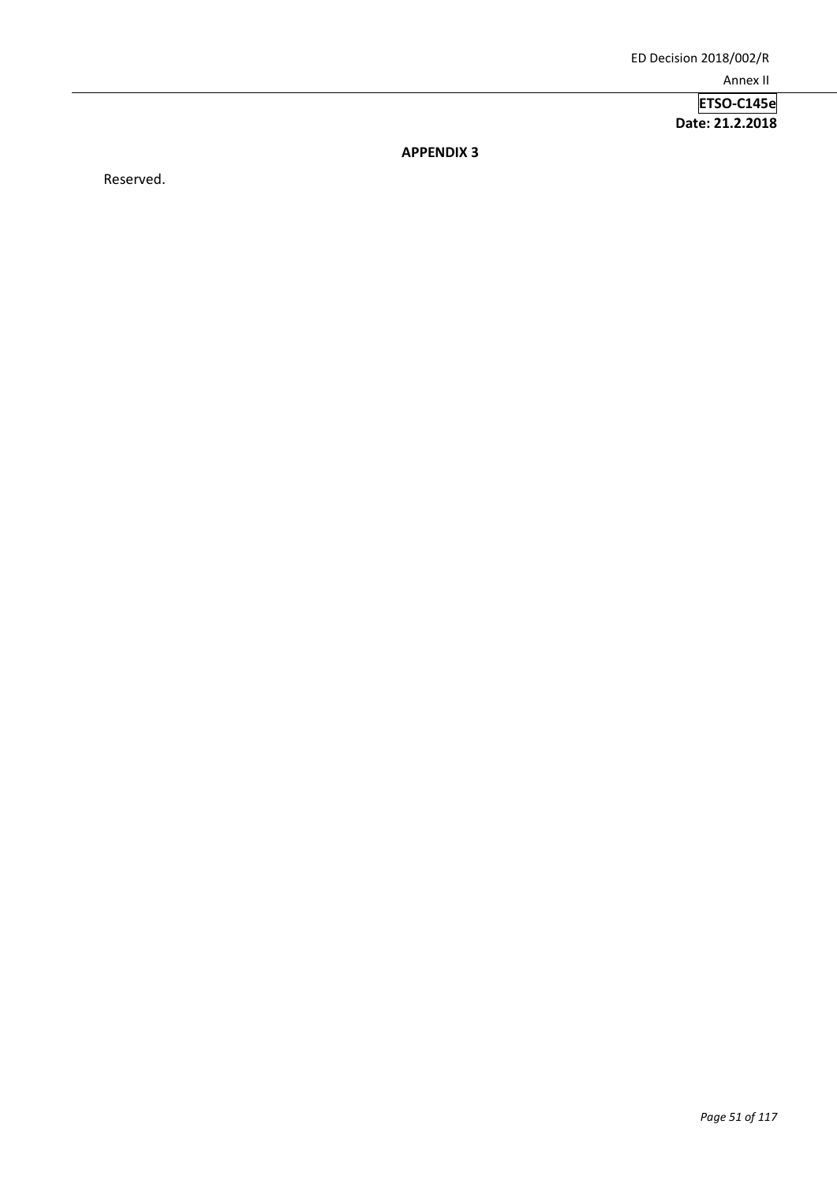**APPENDIX 3**

Reserved.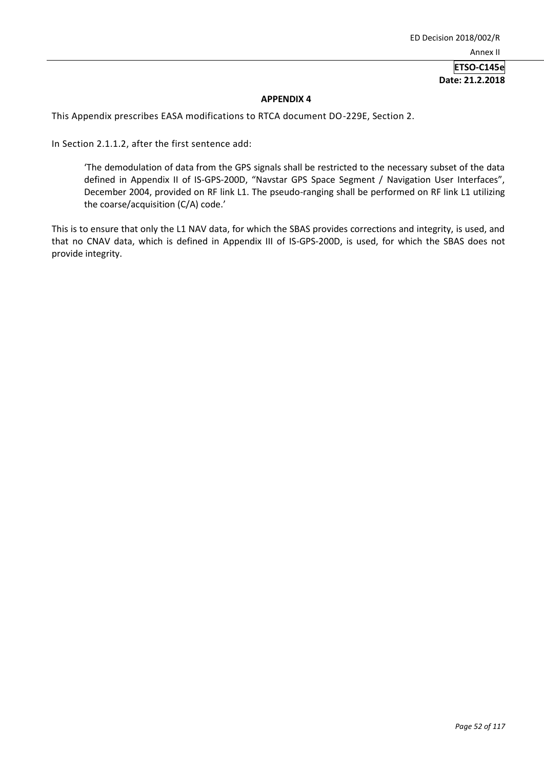## APPENDIX 4

This Appendix prescribes EASA modifications to RTCA document DO-229E, Section 2.

In Section 2.1.1.2, after the first sentence add:

> 'The demodulation of data from the GPS signals shall be restricted to the necessary subset of the data defined in Appendix II of IS-GPS-200D, "Navstar GPS Space Segment / Navigation User Interfaces", December 2004, provided on RF link L1. The pseudo-ranging shall be performed on RF link L1 utilizing the coarse/acquisition (C/A) code.'

This is to ensure that only the L1 NAV data, for which the SBAS provides corrections and integrity, is used, and that no CNAV data, which is defined in Appendix III of IS-GPS-200D, is used, for which the SBAS does not provide integrity.